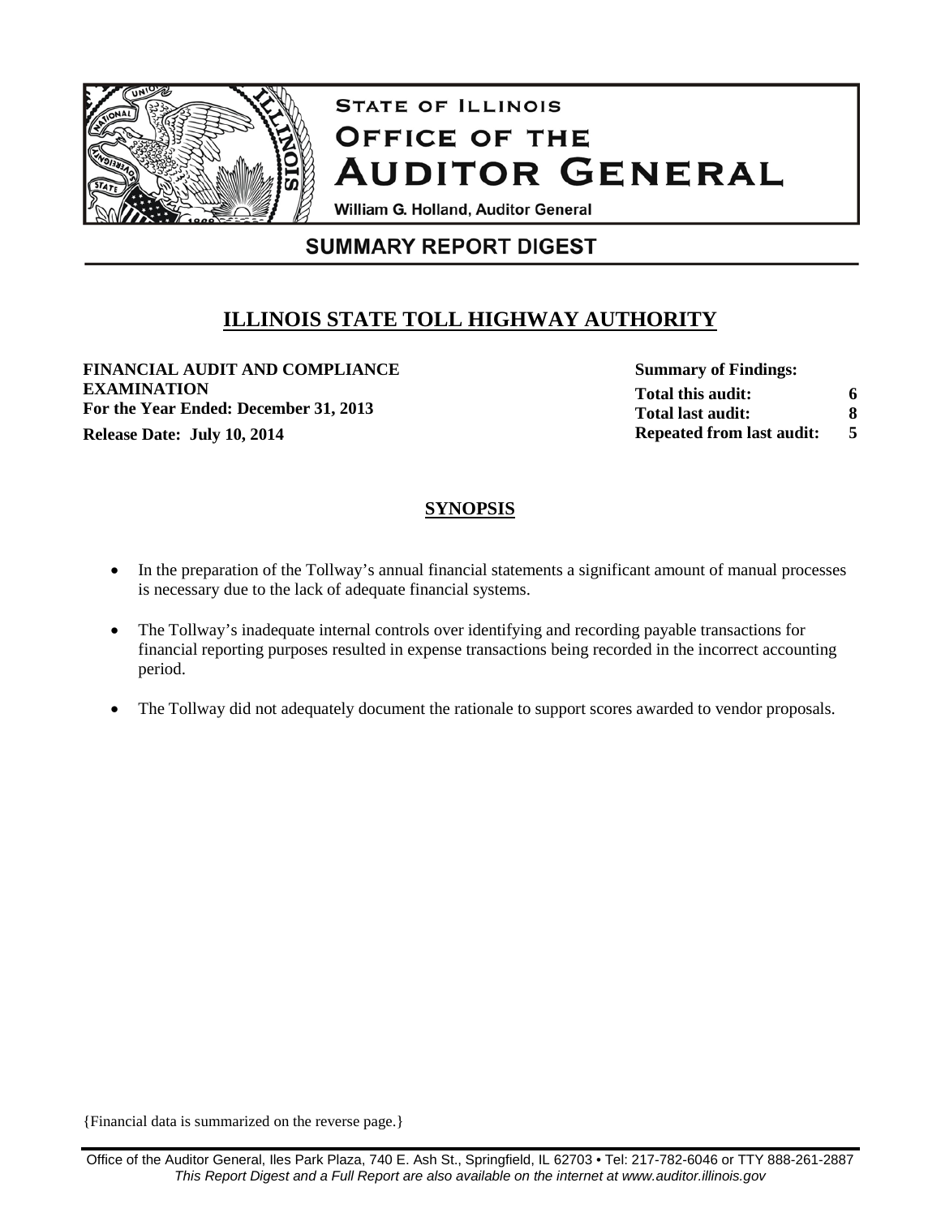# STATE OF ILLINOIS
# OFFICE OF THE AUDITOR GENERAL

William G. Holland, Auditor General

## SUMMARY REPORT DIGEST

## ILLINOIS STATE TOLL HIGHWAY AUTHORITY

**FINANCIAL AUDIT AND COMPLIANCE EXAMINATION**
**For the Year Ended: December 31, 2013**
**Release Date: July 10, 2014**

| **Summary of Findings:** | |
|---|---|
| **Total this audit:** | **6** |
| **Total last audit:** | **8** |
| **Repeated from last audit:** | **5** |

## SYNOPSIS

- In the preparation of the Tollway's annual financial statements a significant amount of manual processes is necessary due to the lack of adequate financial systems.
- The Tollway's inadequate internal controls over identifying and recording payable transactions for financial reporting purposes resulted in expense transactions being recorded in the incorrect accounting period.
- The Tollway did not adequately document the rationale to support scores awarded to vendor proposals.

{Financial data is summarized on the reverse page.}

Office of the Auditor General, Iles Park Plaza, 740 E. Ash St., Springfield, IL 62703 • Tel: 217-782-6046 or TTY 888-261-2887
*This Report Digest and a Full Report are also available on the internet at www.auditor.illinois.gov*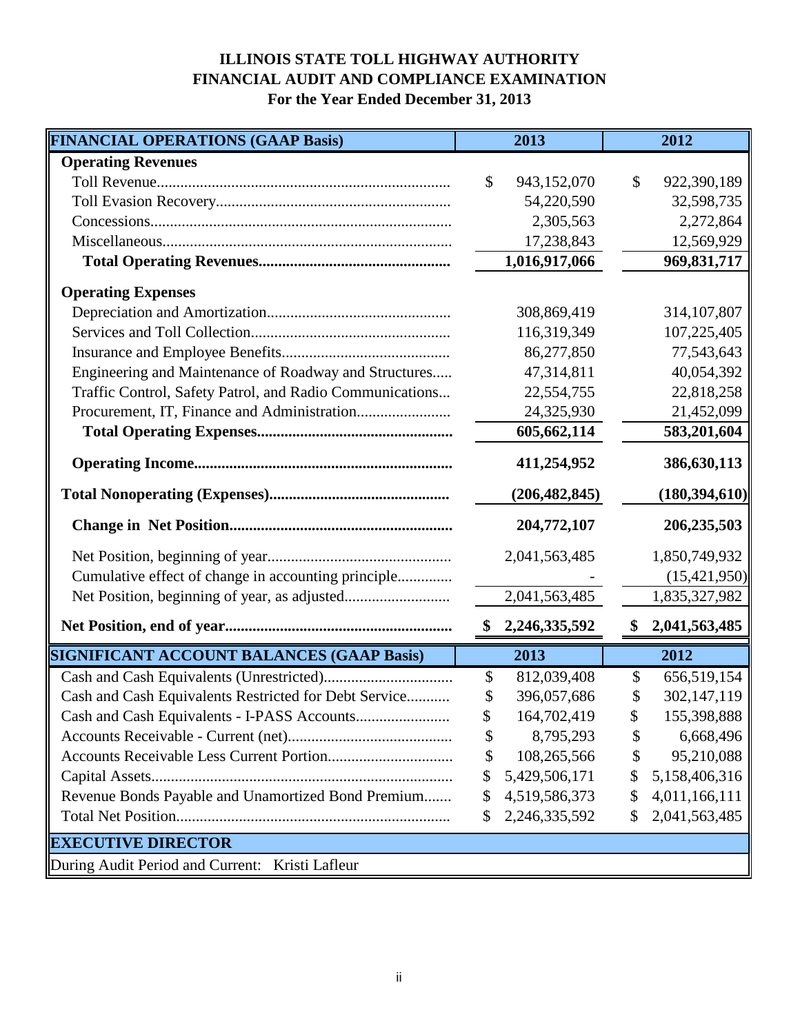# ILLINOIS STATE TOLL HIGHWAY AUTHORITY
## FINANCIAL AUDIT AND COMPLIANCE EXAMINATION
### For the Year Ended December 31, 2013

| **FINANCIAL OPERATIONS (GAAP Basis)** | **2013** | **2012** |
|---|---|---|
| **Operating Revenues** | | |
| Toll Revenue | $ 943,152,070 | $ 922,390,189 |
| Toll Evasion Recovery | 54,220,590 | 32,598,735 |
| Concessions | 2,305,563 | 2,272,864 |
| Miscellaneous | 17,238,843 | 12,569,929 |
| **Total Operating Revenues** | **1,016,917,066** | **969,831,717** |
| **Operating Expenses** | | |
| Depreciation and Amortization | 308,869,419 | 314,107,807 |
| Services and Toll Collection | 116,319,349 | 107,225,405 |
| Insurance and Employee Benefits | 86,277,850 | 77,543,643 |
| Engineering and Maintenance of Roadway and Structures | 47,314,811 | 40,054,392 |
| Traffic Control, Safety Patrol, and Radio Communications | 22,554,755 | 22,818,258 |
| Procurement, IT, Finance and Administration | 24,325,930 | 21,452,099 |
| **Total Operating Expenses** | **605,662,114** | **583,201,604** |
| **Operating Income** | **411,254,952** | **386,630,113** |
| **Total Nonoperating (Expenses)** | **(206,482,845)** | **(180,394,610)** |
| **Change in Net Position** | **204,772,107** | **206,235,503** |
| Net Position, beginning of year | 2,041,563,485 | 1,850,749,932 |
| Cumulative effect of change in accounting principle | - | (15,421,950) |
| Net Position, beginning of year, as adjusted | 2,041,563,485 | 1,835,327,982 |
| **Net Position, end of year** | **$ 2,246,335,592** | **$ 2,041,563,485** |

| **SIGNIFICANT ACCOUNT BALANCES (GAAP Basis)** | **2013** | **2012** |
|---|---|---|
| Cash and Cash Equivalents (Unrestricted) | $ 812,039,408 | $ 656,519,154 |
| Cash and Cash Equivalents Restricted for Debt Service | $ 396,057,686 | $ 302,147,119 |
| Cash and Cash Equivalents - I-PASS Accounts | $ 164,702,419 | $ 155,398,888 |
| Accounts Receivable - Current (net) | $ 8,795,293 | $ 6,668,496 |
| Accounts Receivable Less Current Portion | $ 108,265,566 | $ 95,210,088 |
| Capital Assets | $ 5,429,506,171 | $ 5,158,406,316 |
| Revenue Bonds Payable and Unamortized Bond Premium | $ 4,519,586,373 | $ 4,011,166,111 |
| Total Net Position | $ 2,246,335,592 | $ 2,041,563,485 |

| **EXECUTIVE DIRECTOR** |
|---|
| During Audit Period and Current: Kristi Lafleur |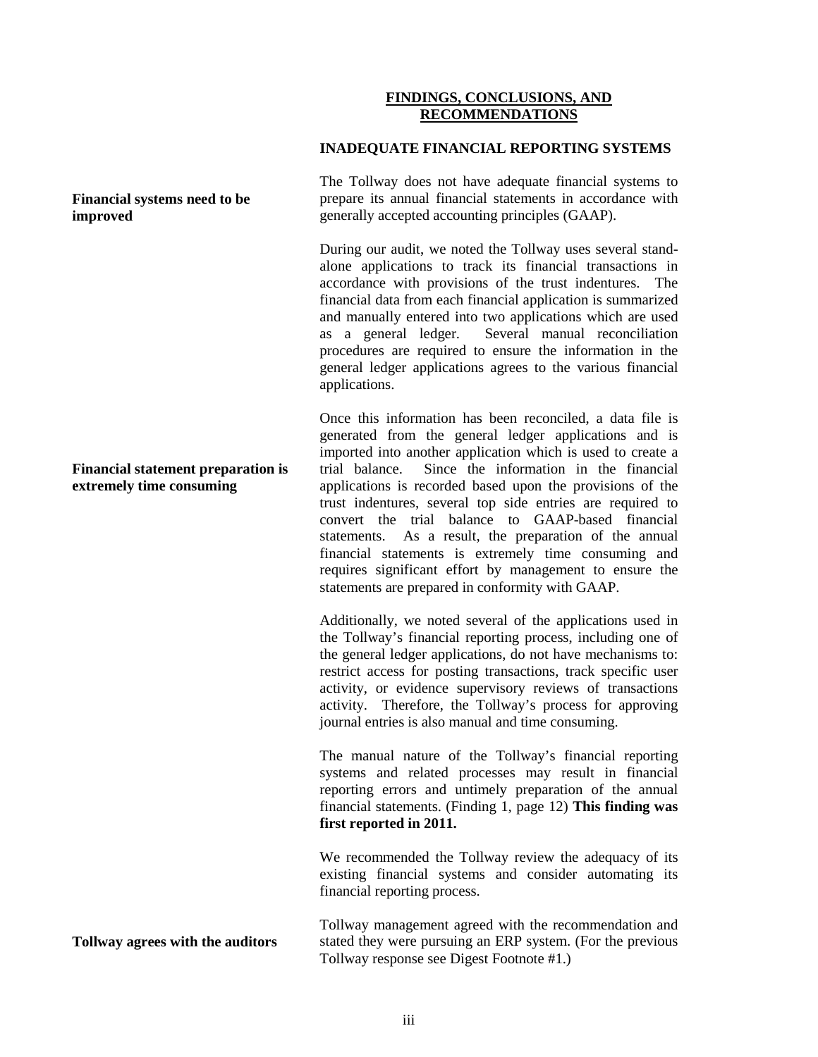## FINDINGS, CONCLUSIONS, AND RECOMMENDATIONS

### INADEQUATE FINANCIAL REPORTING SYSTEMS

**Financial systems need to be improved**

The Tollway does not have adequate financial systems to prepare its annual financial statements in accordance with generally accepted accounting principles (GAAP).

During our audit, we noted the Tollway uses several stand-alone applications to track its financial transactions in accordance with provisions of the trust indentures. The financial data from each financial application is summarized and manually entered into two applications which are used as a general ledger. Several manual reconciliation procedures are required to ensure the information in the general ledger applications agrees to the various financial applications.

**Financial statement preparation is extremely time consuming**

Once this information has been reconciled, a data file is generated from the general ledger applications and is imported into another application which is used to create a trial balance. Since the information in the financial applications is recorded based upon the provisions of the trust indentures, several top side entries are required to convert the trial balance to GAAP-based financial statements. As a result, the preparation of the annual financial statements is extremely time consuming and requires significant effort by management to ensure the statements are prepared in conformity with GAAP.

Additionally, we noted several of the applications used in the Tollway's financial reporting process, including one of the general ledger applications, do not have mechanisms to: restrict access for posting transactions, track specific user activity, or evidence supervisory reviews of transactions activity. Therefore, the Tollway's process for approving journal entries is also manual and time consuming.

The manual nature of the Tollway's financial reporting systems and related processes may result in financial reporting errors and untimely preparation of the annual financial statements. (Finding 1, page 12) **This finding was first reported in 2011.**

We recommended the Tollway review the adequacy of its existing financial systems and consider automating its financial reporting process.

**Tollway agrees with the auditors**

Tollway management agreed with the recommendation and stated they were pursuing an ERP system. (For the previous Tollway response see Digest Footnote #1.)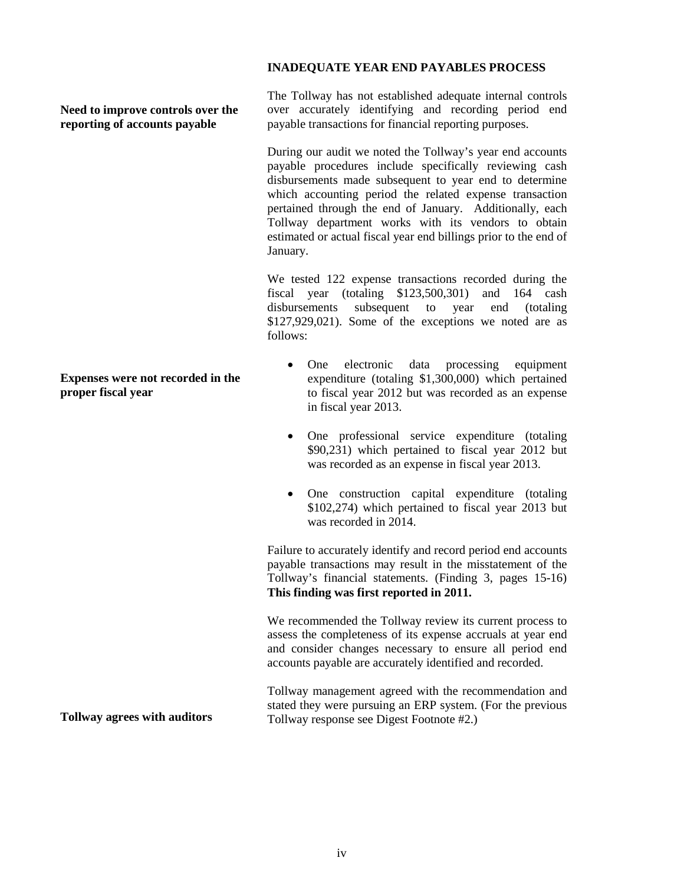## INADEQUATE YEAR END PAYABLES PROCESS

**Need to improve controls over the reporting of accounts payable**

The Tollway has not established adequate internal controls over accurately identifying and recording period end payable transactions for financial reporting purposes.

During our audit we noted the Tollway's year end accounts payable procedures include specifically reviewing cash disbursements made subsequent to year end to determine which accounting period the related expense transaction pertained through the end of January. Additionally, each Tollway department works with its vendors to obtain estimated or actual fiscal year end billings prior to the end of January.

We tested 122 expense transactions recorded during the fiscal year (totaling $123,500,301) and 164 cash disbursements subsequent to year end (totaling $127,929,021). Some of the exceptions we noted are as follows:

**Expenses were not recorded in the proper fiscal year**

- One electronic data processing equipment expenditure (totaling $1,300,000) which pertained to fiscal year 2012 but was recorded as an expense in fiscal year 2013.
- One professional service expenditure (totaling $90,231) which pertained to fiscal year 2012 but was recorded as an expense in fiscal year 2013.
- One construction capital expenditure (totaling $102,274) which pertained to fiscal year 2013 but was recorded in 2014.

Failure to accurately identify and record period end accounts payable transactions may result in the misstatement of the Tollway's financial statements. (Finding 3, pages 15-16) **This finding was first reported in 2011.**

We recommended the Tollway review its current process to assess the completeness of its expense accruals at year end and consider changes necessary to ensure all period end accounts payable are accurately identified and recorded.

**Tollway agrees with auditors**

Tollway management agreed with the recommendation and stated they were pursuing an ERP system. (For the previous Tollway response see Digest Footnote #2.)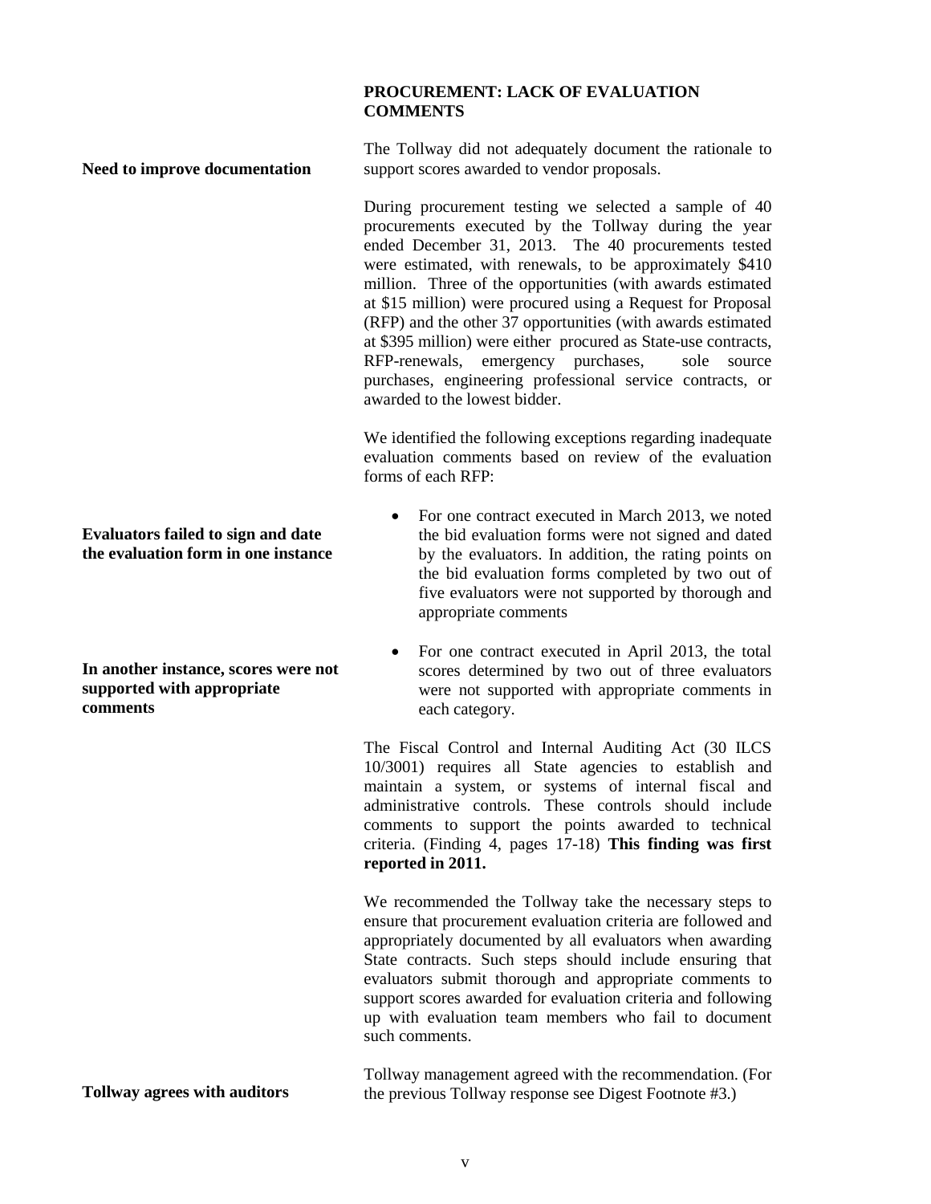**PROCUREMENT: LACK OF EVALUATION COMMENTS**

**Need to improve documentation**

The Tollway did not adequately document the rationale to support scores awarded to vendor proposals.

During procurement testing we selected a sample of 40 procurements executed by the Tollway during the year ended December 31, 2013. The 40 procurements tested were estimated, with renewals, to be approximately $410 million. Three of the opportunities (with awards estimated at $15 million) were procured using a Request for Proposal (RFP) and the other 37 opportunities (with awards estimated at $395 million) were either procured as State-use contracts, RFP-renewals, emergency purchases, sole source purchases, engineering professional service contracts, or awarded to the lowest bidder.

We identified the following exceptions regarding inadequate evaluation comments based on review of the evaluation forms of each RFP:

**Evaluators failed to sign and date the evaluation form in one instance**

- For one contract executed in March 2013, we noted the bid evaluation forms were not signed and dated by the evaluators. In addition, the rating points on the bid evaluation forms completed by two out of five evaluators were not supported by thorough and appropriate comments

**In another instance, scores were not supported with appropriate comments**

- For one contract executed in April 2013, the total scores determined by two out of three evaluators were not supported with appropriate comments in each category.

The Fiscal Control and Internal Auditing Act (30 ILCS 10/3001) requires all State agencies to establish and maintain a system, or systems of internal fiscal and administrative controls. These controls should include comments to support the points awarded to technical criteria. (Finding 4, pages 17-18) **This finding was first reported in 2011.**

We recommended the Tollway take the necessary steps to ensure that procurement evaluation criteria are followed and appropriately documented by all evaluators when awarding State contracts. Such steps should include ensuring that evaluators submit thorough and appropriate comments to support scores awarded for evaluation criteria and following up with evaluation team members who fail to document such comments.

**Tollway agrees with auditors**

Tollway management agreed with the recommendation. (For the previous Tollway response see Digest Footnote #3.)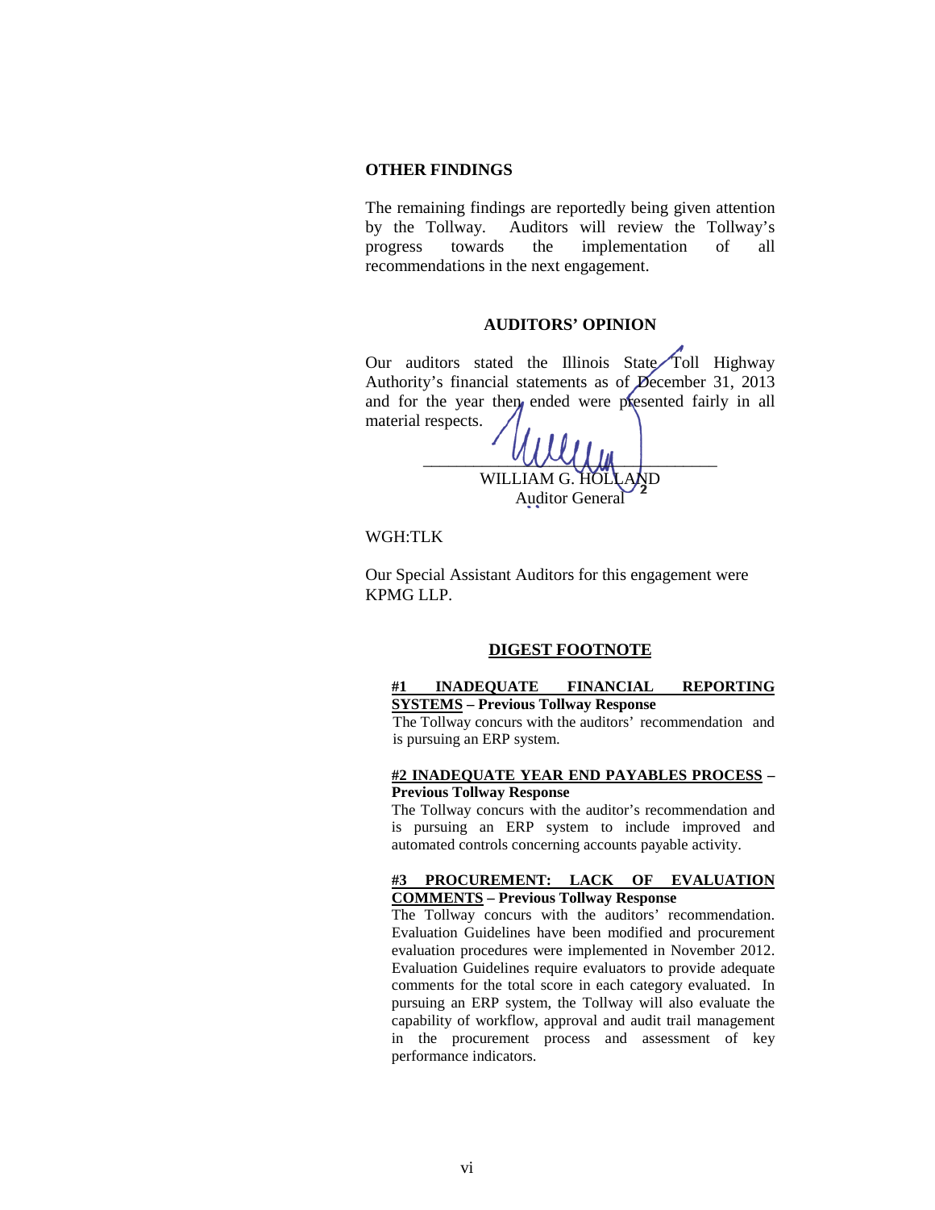**OTHER FINDINGS**

The remaining findings are reportedly being given attention by the Tollway. Auditors will review the Tollway's progress towards the implementation of all recommendations in the next engagement.

**AUDITORS' OPINION**

Our auditors stated the Illinois State Toll Highway Authority's financial statements as of December 31, 2013 and for the year then ended were presented fairly in all material respects.

WILLIAM G. HOLLAND
Auditor General

WGH:TLK

Our Special Assistant Auditors for this engagement were KPMG LLP.

**DIGEST FOOTNOTE**

**#1 INADEQUATE FINANCIAL REPORTING SYSTEMS – Previous Tollway Response**
The Tollway concurs with the auditors' recommendation and is pursuing an ERP system.

**#2 INADEQUATE YEAR END PAYABLES PROCESS – Previous Tollway Response**
The Tollway concurs with the auditor's recommendation and is pursuing an ERP system to include improved and automated controls concerning accounts payable activity.

**#3 PROCUREMENT: LACK OF EVALUATION COMMENTS – Previous Tollway Response**
The Tollway concurs with the auditors' recommendation. Evaluation Guidelines have been modified and procurement evaluation procedures were implemented in November 2012. Evaluation Guidelines require evaluators to provide adequate comments for the total score in each category evaluated. In pursuing an ERP system, the Tollway will also evaluate the capability of workflow, approval and audit trail management in the procurement process and assessment of key performance indicators.